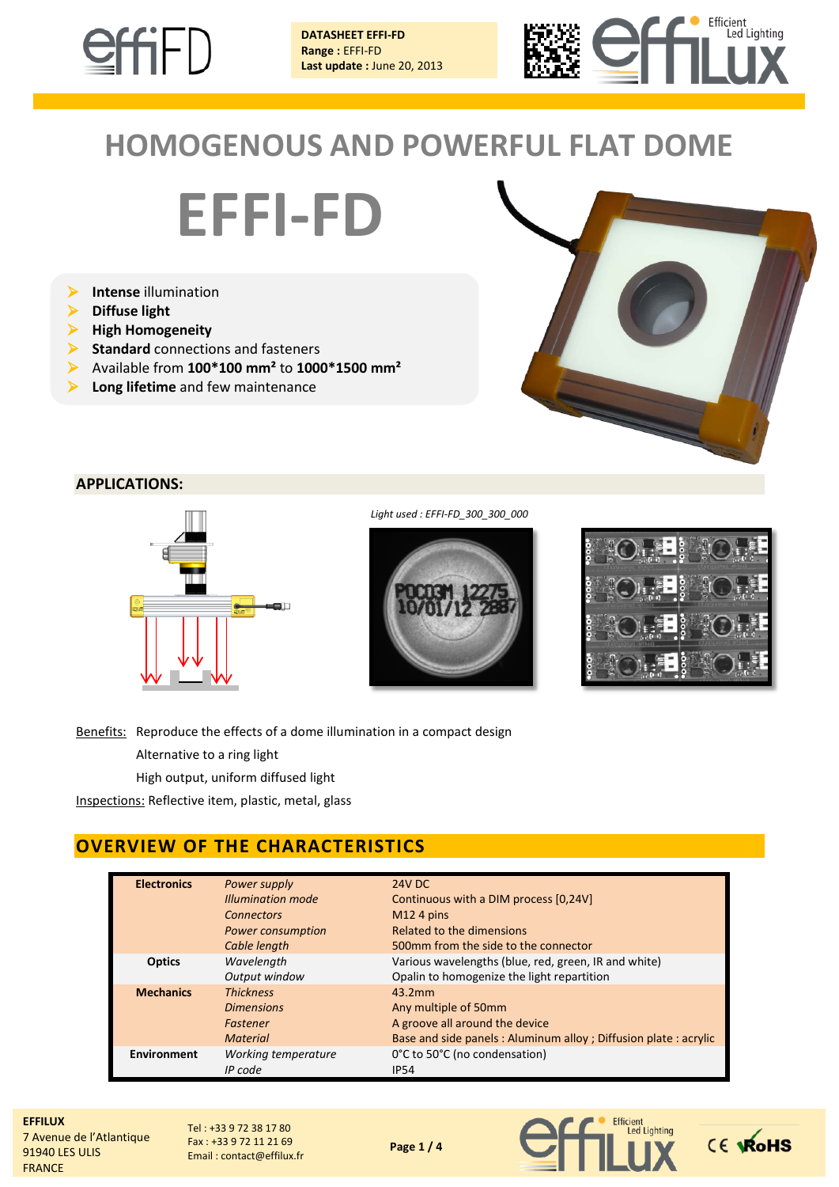**DATASHEET EFFI-FD**
**Range :** EFFI-FD
**Last update :** June 20, 2013

# HOMOGENOUS AND POWERFUL FLAT DOME

# EFFI-FD

- **Intense** illumination
- **Diffuse light**
- **High Homogeneity**
- **Standard** connections and fasteners
- Available from **100*100 mm²** to **1000*1500 mm²**
- **Long lifetime** and few maintenance

## APPLICATIONS:

*Light used : EFFI-FD_300_300_000*

Benefits: Reproduce the effects of a dome illumination in a compact design
Alternative to a ring light
High output, uniform diffused light

Inspections: Reflective item, plastic, metal, glass

## OVERVIEW OF THE CHARACTERISTICS

| | | |
|---|---|---|
| **Electronics** | *Power supply* | 24V DC |
| | *Illumination mode* | Continuous with a DIM process [0,24V] |
| | *Connectors* | M12 4 pins |
| | *Power consumption* | Related to the dimensions |
| | *Cable length* | 500mm from the side to the connector |
| **Optics** | *Wavelength* | Various wavelengths (blue, red, green, IR and white) |
| | *Output window* | Opalin to homogenize the light repartition |
| **Mechanics** | *Thickness* | 43.2mm |
| | *Dimensions* | Any multiple of 50mm |
| | *Fastener* | A groove all around the device |
| | *Material* | Base and side panels : Aluminum alloy ; Diffusion plate : acrylic |
| **Environment** | *Working temperature* | 0°C to 50°C (no condensation) |
| | *IP code* | IP54 |

**EFFILUX**
7 Avenue de l'Atlantique
91940 LES ULIS
FRANCE

Tel : +33 9 72 38 17 80
Fax : +33 9 72 11 21 69
Email : contact@effilux.fr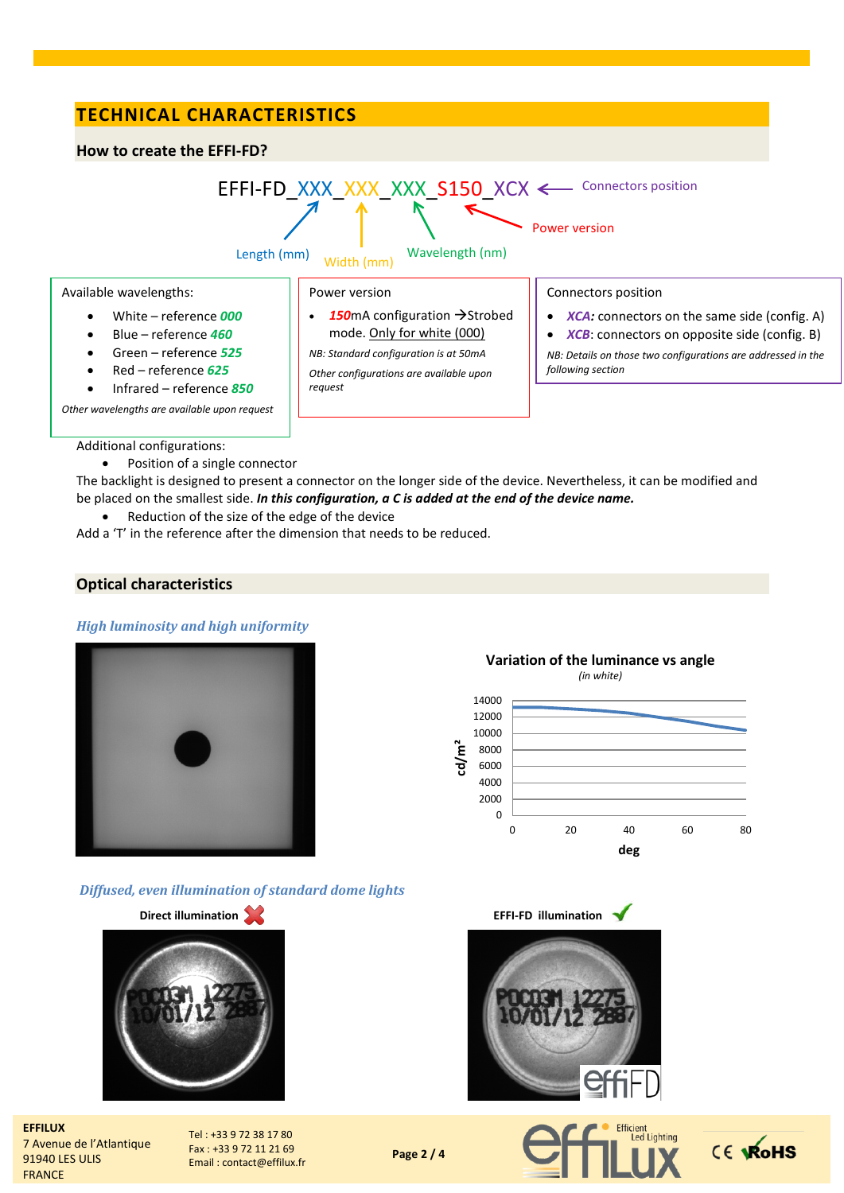## TECHNICAL CHARACTERISTICS

### How to create the EFFI-FD?

EFFI-FD_XXX_XXX_XXX_S150_XCX

- Length (mm)
- Width (mm)
- Wavelength (nm)
- Power version
- Connectors position

Available wavelengths:

- White – reference ***000***
- Blue – reference ***460***
- Green – reference ***525***
- Red – reference ***625***
- Infrared – reference ***850***

*Other wavelengths are available upon request*

Power version

- ***150***mA configuration →Strobed mode. Only for white (000)

*NB: Standard configuration is at 50mA*

*Other configurations are available upon request*

Connectors position

- ***XCA:*** connectors on the same side (config. A)
- ***XCB***: connectors on opposite side (config. B)

*NB: Details on those two configurations are addressed in the following section*

Additional configurations:

- Position of a single connector

The backlight is designed to present a connector on the longer side of the device. Nevertheless, it can be modified and be placed on the smallest side. ***In this configuration, a C is added at the end of the device name.***

- Reduction of the size of the edge of the device

Add a 'T' in the reference after the dimension that needs to be reduced.

### Optical characteristics

*High luminosity and high uniformity*

**Variation of the luminance vs angle**

*(in white)*

*Diffused, even illumination of standard dome lights*

**Direct illumination**

**EFFI-FD illumination**

**EFFILUX**
7 Avenue de l'Atlantique
91940 LES ULIS
FRANCE

Tel : +33 9 72 38 17 80
Fax : +33 9 72 11 21 69
Email : contact@effilux.fr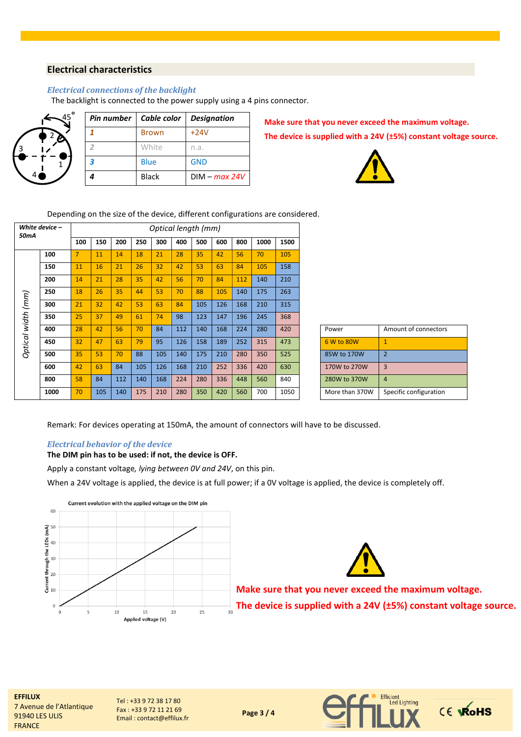## Electrical characteristics

### *Electrical connections of the backlight*

The backlight is connected to the power supply using a 4 pins connector.

| *Pin number* | *Cable color* | *Designation* |
|---|---|---|
| *1* | Brown | +24V |
| *2* | White | n.a. |
| *3* | Blue | GND |
| *4* | Black | DIM – *max 24V* |

**Make sure that you never exceed the maximum voltage.**

**The device is supplied with a 24V (±5%) constant voltage source.**

Depending on the size of the device, different configurations are considered.

| *White device – 50mA* | | *Optical length (mm)* | | | | | | | | | | |
|---|---|---|---|---|---|---|---|---|---|---|---|---|
| | | **100** | **150** | **200** | **250** | **300** | **400** | **500** | **600** | **800** | **1000** | **1500** |
| *Optical width (mm)* | **100** | 7 | 11 | 14 | 18 | 21 | 28 | 35 | 42 | 56 | 70 | 105 |
| | **150** | 11 | 16 | 21 | 26 | 32 | 42 | 53 | 63 | 84 | 105 | 158 |
| | **200** | 14 | 21 | 28 | 35 | 42 | 56 | 70 | 84 | 112 | 140 | 210 |
| | **250** | 18 | 26 | 35 | 44 | 53 | 70 | 88 | 105 | 140 | 175 | 263 |
| | **300** | 21 | 32 | 42 | 53 | 63 | 84 | 105 | 126 | 168 | 210 | 315 |
| | **350** | 25 | 37 | 49 | 61 | 74 | 98 | 123 | 147 | 196 | 245 | 368 |
| | **400** | 28 | 42 | 56 | 70 | 84 | 112 | 140 | 168 | 224 | 280 | 420 |
| | **450** | 32 | 47 | 63 | 79 | 95 | 126 | 158 | 189 | 252 | 315 | 473 |
| | **500** | 35 | 53 | 70 | 88 | 105 | 140 | 175 | 210 | 280 | 350 | 525 |
| | **600** | 42 | 63 | 84 | 105 | 126 | 168 | 210 | 252 | 336 | 420 | 630 |
| | **800** | 58 | 84 | 112 | 140 | 168 | 224 | 280 | 336 | 448 | 560 | 840 |
| | **1000** | 70 | 105 | 140 | 175 | 210 | 280 | 350 | 420 | 560 | 700 | 1050 |

| Power | Amount of connectors |
|---|---|
| 6 W to 80W | 1 |
| 85W to 170W | 2 |
| 170W to 270W | 3 |
| 280W to 370W | 4 |
| More than 370W | Specific configuration |

Remark: For devices operating at 150mA, the amount of connectors will have to be discussed.

### *Electrical behavior of the device*

**The DIM pin has to be used: if not, the device is OFF.**

Apply a constant voltage*, lying between 0V and 24V*, on this pin.

When a 24V voltage is applied, the device is at full power; if a 0V voltage is applied, the device is completely off.

Current evolution with the applied voltage on the DIM pin

**Make sure that you never exceed the maximum voltage.**

**The device is supplied with a 24V (±5%) constant voltage source.**

**EFFILUX**
7 Avenue de l'Atlantique
91940 LES ULIS
FRANCE

Tel : +33 9 72 38 17 80
Fax : +33 9 72 11 21 69
Email : contact@effilux.fr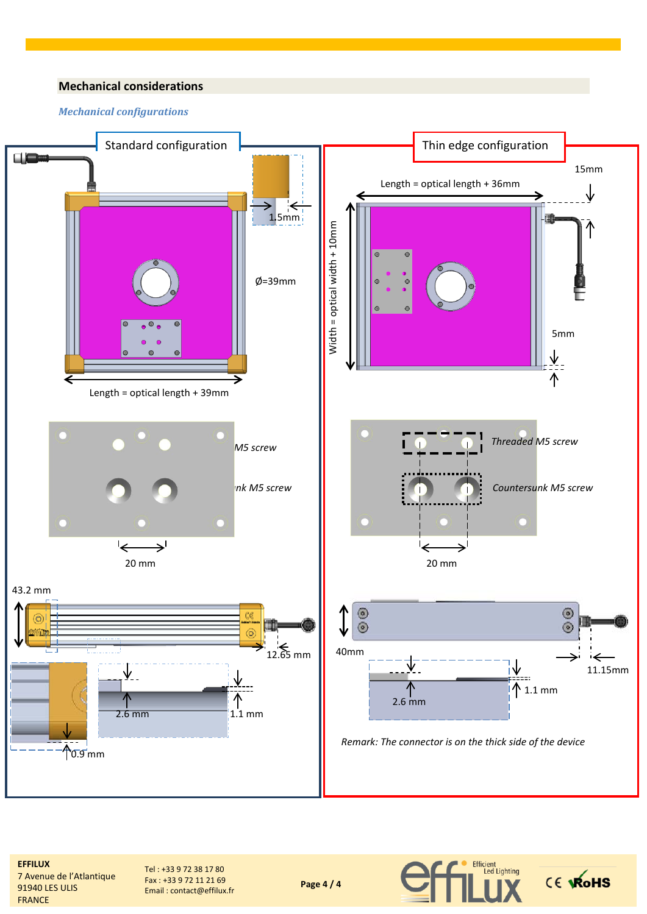## Mechanical considerations

*Mechanical configurations*

Standard configuration

1.5mm

Ø=39mm

Length = optical length + 39mm

M5 screw

nk M5 screw

20 mm

43.2 mm

12.65 mm

2.6 mm

1.1 mm

0.9 mm

Thin edge configuration

15mm

Length = optical length + 36mm

Width = optical width + 10mm

5mm

*Threaded M5 screw*

*Countersunk M5 screw*

20 mm

40mm

11.15mm

2.6 mm

1.1 mm

*Remark: The connector is on the thick side of the device*

**EFFILUX**
7 Avenue de l'Atlantique
91940 LES ULIS
FRANCE

Tel : +33 9 72 38 17 80
Fax : +33 9 72 11 21 69
Email : contact@effilux.fr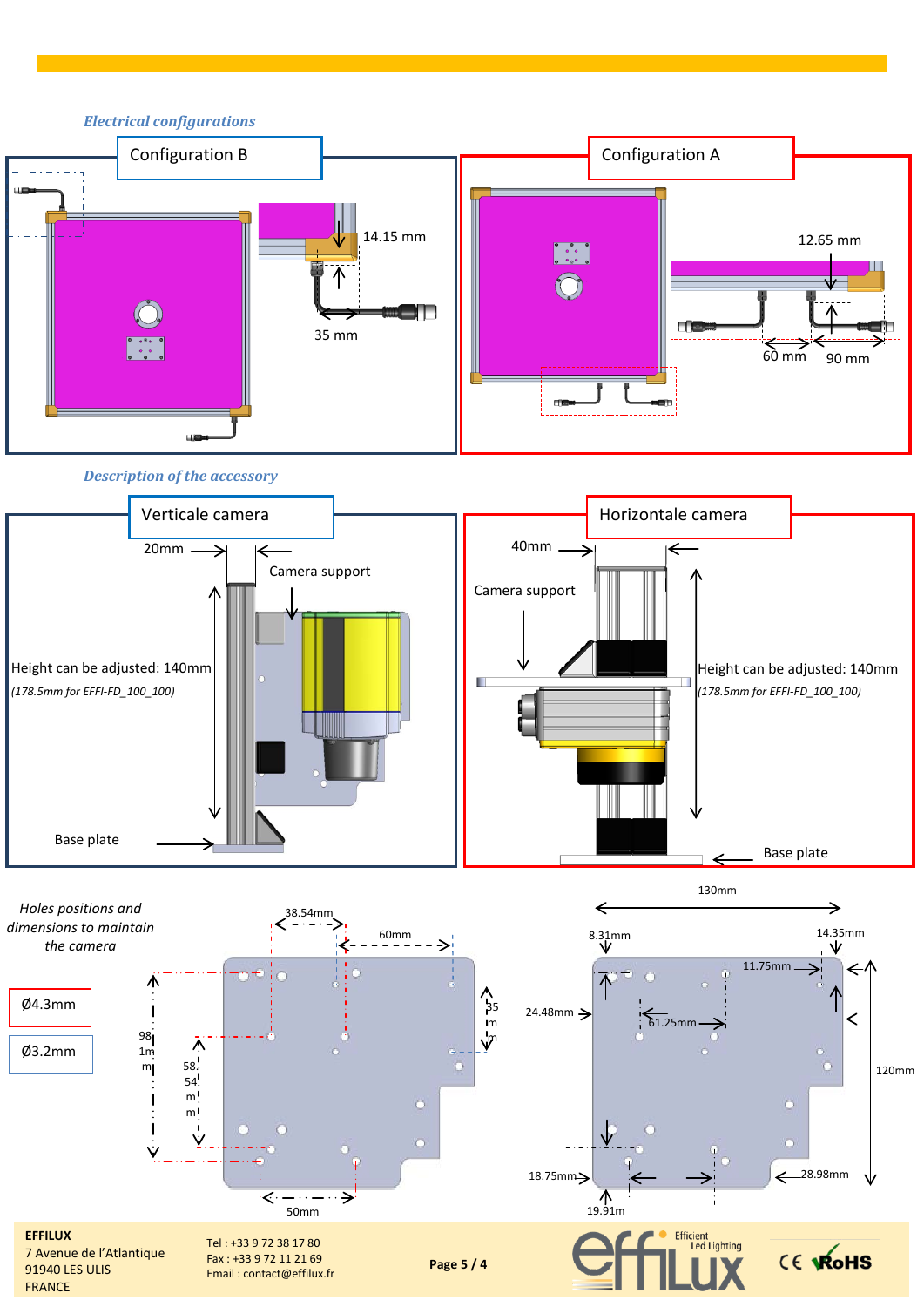*Electrical configurations*

## Configuration B

14.15 mm

35 mm

## Configuration A

12.65 mm

60 mm

90 mm

*Description of the accessory*

## Verticale camera

20mm

Camera support

Height can be adjusted: 140mm

*(178.5mm for EFFI-FD_100_100)*

Base plate

## Horizontale camera

40mm

Camera support

Height can be adjusted: 140mm

*(178.5mm for EFFI-FD_100_100)*

Base plate

*Holes positions and dimensions to maintain the camera*

Ø4.3mm

Ø3.2mm

38.54mm

60mm

35mm

98.1mm

58.54mm

50mm

130mm

8.31mm

14.35mm

11.75mm

24.48mm

61.25mm

120mm

18.75mm

19.91m

28.98mm

**EFFILUX**
7 Avenue de l'Atlantique
91940 LES ULIS
FRANCE

Tel : +33 9 72 38 17 80
Fax : +33 9 72 11 21 69
Email : contact@effilux.fr

Efficient Led Lighting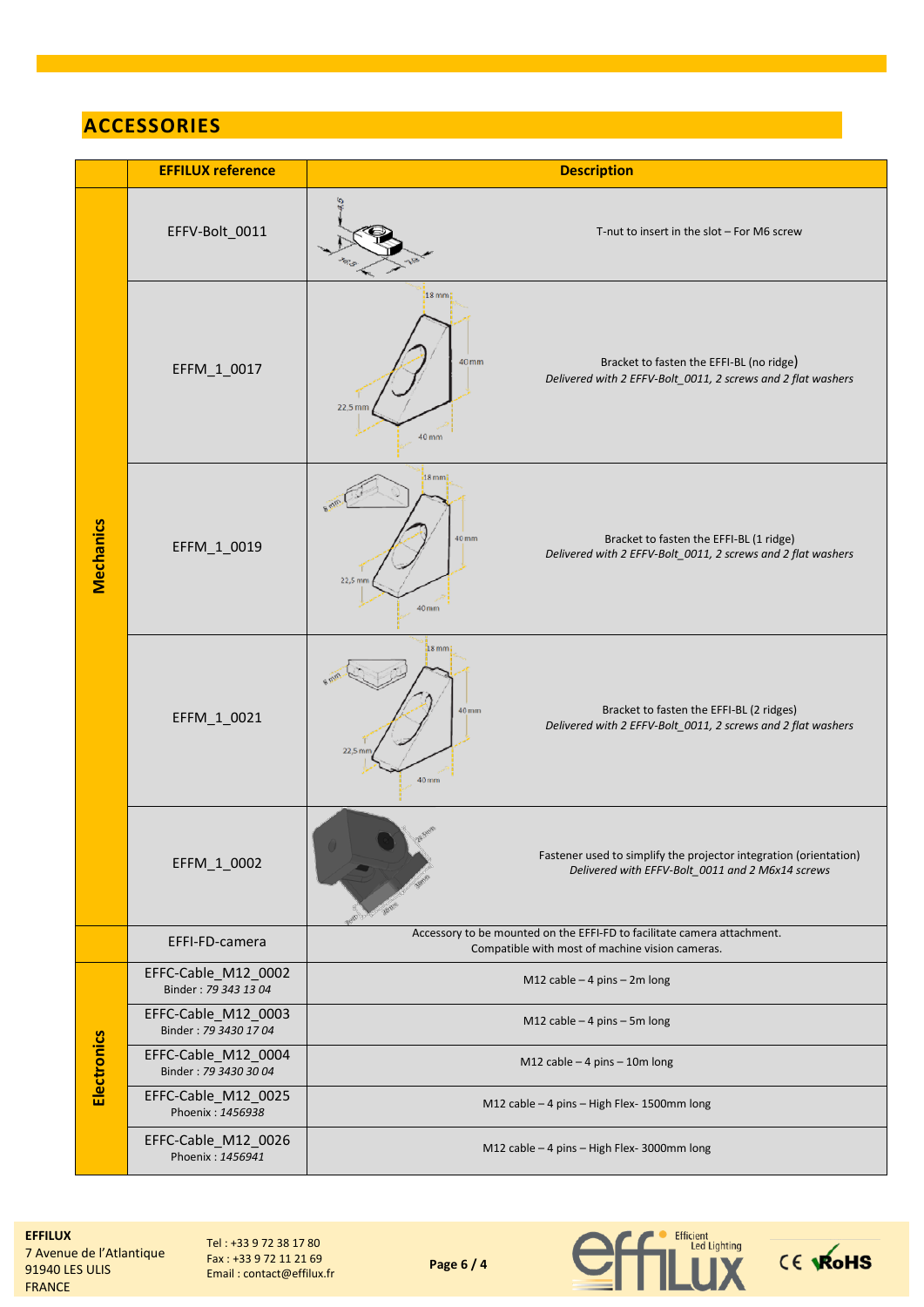## ACCESSORIES

| | EFFILUX reference | Description |
|---|---|---|
| Mechanics | EFFV-Bolt_0011 | T-nut to insert in the slot – For M6 screw |
| | EFFM_1_0017 | Bracket to fasten the EFFI-BL (no ridge)<br>*Delivered with 2 EFFV-Bolt_0011, 2 screws and 2 flat washers* |
| | EFFM_1_0019 | Bracket to fasten the EFFI-BL (1 ridge)<br>*Delivered with 2 EFFV-Bolt_0011, 2 screws and 2 flat washers* |
| | EFFM_1_0021 | Bracket to fasten the EFFI-BL (2 ridges)<br>*Delivered with 2 EFFV-Bolt_0011, 2 screws and 2 flat washers* |
| | EFFM_1_0002 | Fastener used to simplify the projector integration (orientation)<br>*Delivered with EFFV-Bolt_0011 and 2 M6x14 screws* |
| | EFFI-FD-camera | Accessory to be mounted on the EFFI-FD to facilitate camera attachment.<br>Compatible with most of machine vision cameras. |
| Electronics | EFFC-Cable_M12_0002<br>Binder : *79 343 13 04* | M12 cable – 4 pins – 2m long |
| | EFFC-Cable_M12_0003<br>Binder : *79 3430 17 04* | M12 cable – 4 pins – 5m long |
| | EFFC-Cable_M12_0004<br>Binder : *79 3430 30 04* | M12 cable – 4 pins – 10m long |
| | EFFC-Cable_M12_0025<br>Phoenix : *1456938* | M12 cable – 4 pins – High Flex- 1500mm long |
| | EFFC-Cable_M12_0026<br>Phoenix : *1456941* | M12 cable – 4 pins – High Flex- 3000mm long |

**EFFILUX**
7 Avenue de l'Atlantique
91940 LES ULIS
FRANCE

Tel : +33 9 72 38 17 80
Fax : +33 9 72 11 21 69
Email : contact@effilux.fr